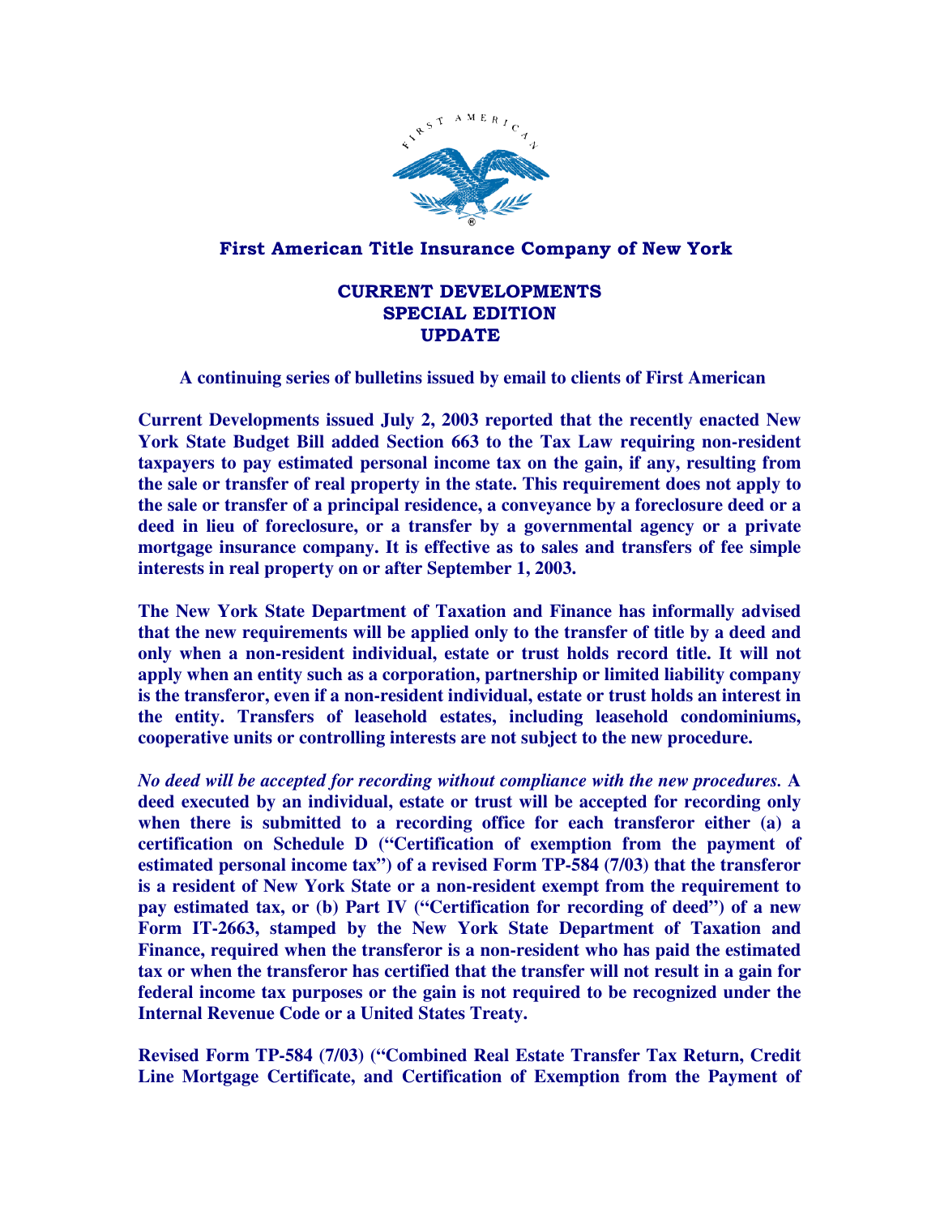# First American Title Insurance Company of New York

## CURRENT DEVELOPMENTS
## SPECIAL EDITION
## UPDATE

**A continuing series of bulletins issued by email to clients of First American**

**Current Developments issued July 2, 2003 reported that the recently enacted New York State Budget Bill added Section 663 to the Tax Law requiring non-resident taxpayers to pay estimated personal income tax on the gain, if any, resulting from the sale or transfer of real property in the state. This requirement does not apply to the sale or transfer of a principal residence, a conveyance by a foreclosure deed or a deed in lieu of foreclosure, or a transfer by a governmental agency or a private mortgage insurance company. It is effective as to sales and transfers of fee simple interests in real property on or after September 1, 2003.**

**The New York State Department of Taxation and Finance has informally advised that the new requirements will be applied only to the transfer of title by a deed and only when a non-resident individual, estate or trust holds record title. It will not apply when an entity such as a corporation, partnership or limited liability company is the transferor, even if a non-resident individual, estate or trust holds an interest in the entity. Transfers of leasehold estates, including leasehold condominiums, cooperative units or controlling interests are not subject to the new procedure.**

***No deed will be accepted for recording without compliance with the new procedures.*** **A deed executed by an individual, estate or trust will be accepted for recording only when there is submitted to a recording office for each transferor either (a) a certification on Schedule D ("Certification of exemption from the payment of estimated personal income tax") of a revised Form TP-584 (7/03) that the transferor is a resident of New York State or a non-resident exempt from the requirement to pay estimated tax, or (b) Part IV ("Certification for recording of deed") of a new Form IT-2663, stamped by the New York State Department of Taxation and Finance, required when the transferor is a non-resident who has paid the estimated tax or when the transferor has certified that the transfer will not result in a gain for federal income tax purposes or the gain is not required to be recognized under the Internal Revenue Code or a United States Treaty.**

**Revised Form TP-584 (7/03) ("Combined Real Estate Transfer Tax Return, Credit Line Mortgage Certificate, and Certification of Exemption from the Payment of**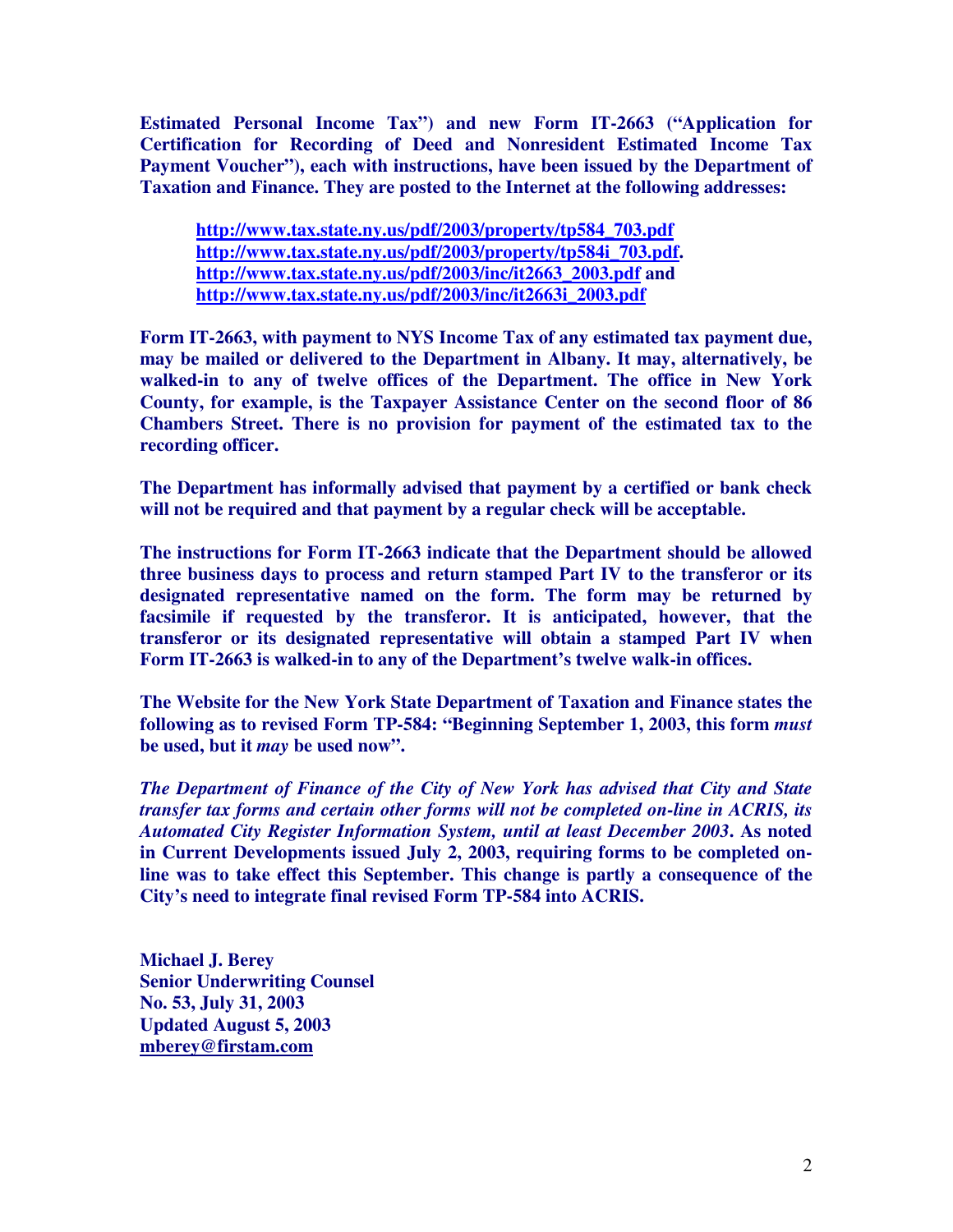**Estimated Personal Income Tax") and new Form IT-2663 ("Application for Certification for Recording of Deed and Nonresident Estimated Income Tax Payment Voucher"), each with instructions, have been issued by the Department of Taxation and Finance. They are posted to the Internet at the following addresses:**

> **http://www.tax.state.ny.us/pdf/2003/property/tp584_703.pdf**
> **http://www.tax.state.ny.us/pdf/2003/property/tp584i_703.pdf.**
> **http://www.tax.state.ny.us/pdf/2003/inc/it2663_2003.pdf and**
> **http://www.tax.state.ny.us/pdf/2003/inc/it2663i_2003.pdf**

**Form IT-2663, with payment to NYS Income Tax of any estimated tax payment due, may be mailed or delivered to the Department in Albany. It may, alternatively, be walked-in to any of twelve offices of the Department. The office in New York County, for example, is the Taxpayer Assistance Center on the second floor of 86 Chambers Street. There is no provision for payment of the estimated tax to the recording officer.**

**The Department has informally advised that payment by a certified or bank check will not be required and that payment by a regular check will be acceptable.**

**The instructions for Form IT-2663 indicate that the Department should be allowed three business days to process and return stamped Part IV to the transferor or its designated representative named on the form. The form may be returned by facsimile if requested by the transferor. It is anticipated, however, that the transferor or its designated representative will obtain a stamped Part IV when Form IT-2663 is walked-in to any of the Department's twelve walk-in offices.**

**The Website for the New York State Department of Taxation and Finance states the following as to revised Form TP-584: "Beginning September 1, 2003, this form *must* be used, but it *may* be used now".**

***The Department of Finance of the City of New York has advised that City and State transfer tax forms and certain other forms will not be completed on-line in ACRIS, its Automated City Register Information System, until at least December 2003*. As noted in Current Developments issued July 2, 2003, requiring forms to be completed on-line was to take effect this September. This change is partly a consequence of the City's need to integrate final revised Form TP-584 into ACRIS.**

**Michael J. Berey**
**Senior Underwriting Counsel**
**No. 53, July 31, 2003**
**Updated August 5, 2003**
**mberey@firstam.com**